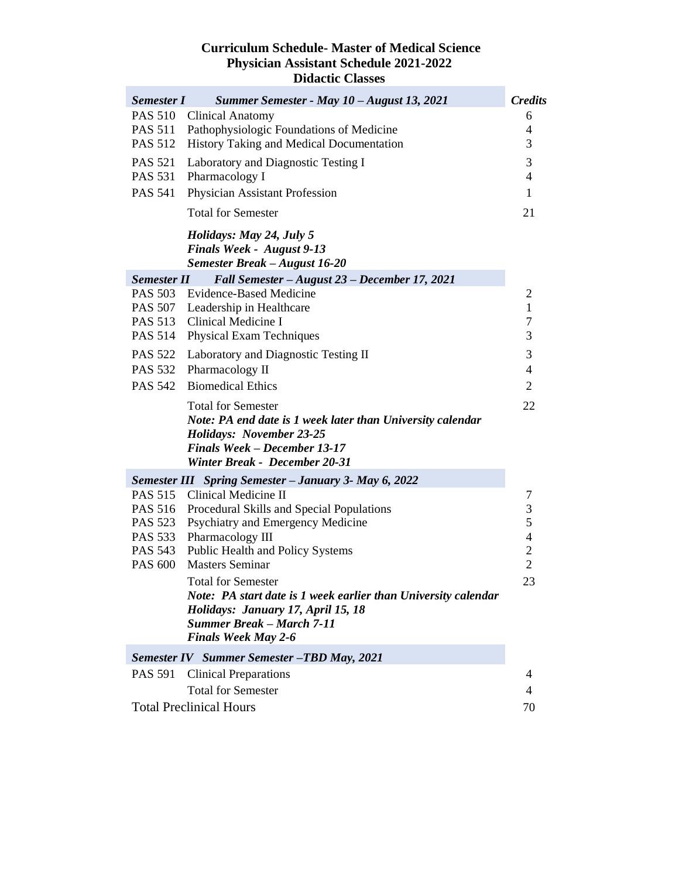# Curriculum Schedule- Master of Medical Science
## Physician Assistant Schedule 2021-2022
### Didactic Classes

| ***Semester I*** | ***Summer Semester - May 10 – August 13, 2021*** | ***Credits*** |
|---|---|---|
| PAS 510 | Clinical Anatomy | 6 |
| PAS 511 | Pathophysiologic Foundations of Medicine | 4 |
| PAS 512 | History Taking and Medical Documentation | 3 |
| PAS 521 | Laboratory and Diagnostic Testing I | 3 |
| PAS 531 | Pharmacology I | 4 |
| PAS 541 | Physician Assistant Profession | 1 |
| | Total for Semester | 21 |
| | ***Holidays: May 24, July 5***<br>***Finals Week - August 9-13***<br>***Semester Break – August 16-20*** | |
| ***Semester II*** | ***Fall Semester – August 23 – December 17, 2021*** | |
| PAS 503 | Evidence-Based Medicine | 2 |
| PAS 507 | Leadership in Healthcare | 1 |
| PAS 513 | Clinical Medicine I | 7 |
| PAS 514 | Physical Exam Techniques | 3 |
| PAS 522 | Laboratory and Diagnostic Testing II | 3 |
| PAS 532 | Pharmacology II | 4 |
| PAS 542 | Biomedical Ethics | 2 |
| | Total for Semester | 22 |
| | ***Note: PA end date is 1 week later than University calendar***<br>***Holidays: November 23-25***<br>***Finals Week – December 13-17***<br>***Winter Break - December 20-31*** | |
| ***Semester III*** | ***Spring Semester – January 3- May 6, 2022*** | |
| PAS 515 | Clinical Medicine II | 7 |
| PAS 516 | Procedural Skills and Special Populations | 3 |
| PAS 523 | Psychiatry and Emergency Medicine | 5 |
| PAS 533 | Pharmacology III | 4 |
| PAS 543 | Public Health and Policy Systems | 2 |
| PAS 600 | Masters Seminar | 2 |
| | Total for Semester | 23 |
| | ***Note: PA start date is 1 week earlier than University calendar***<br>***Holidays: January 17, April 15, 18***<br>***Summer Break – March 7-11***<br>***Finals Week May 2-6*** | |
| ***Semester IV*** | ***Summer Semester –TBD May, 2021*** | |
| PAS 591 | Clinical Preparations | 4 |
| | Total for Semester | 4 |
| Total Preclinical Hours | | 70 |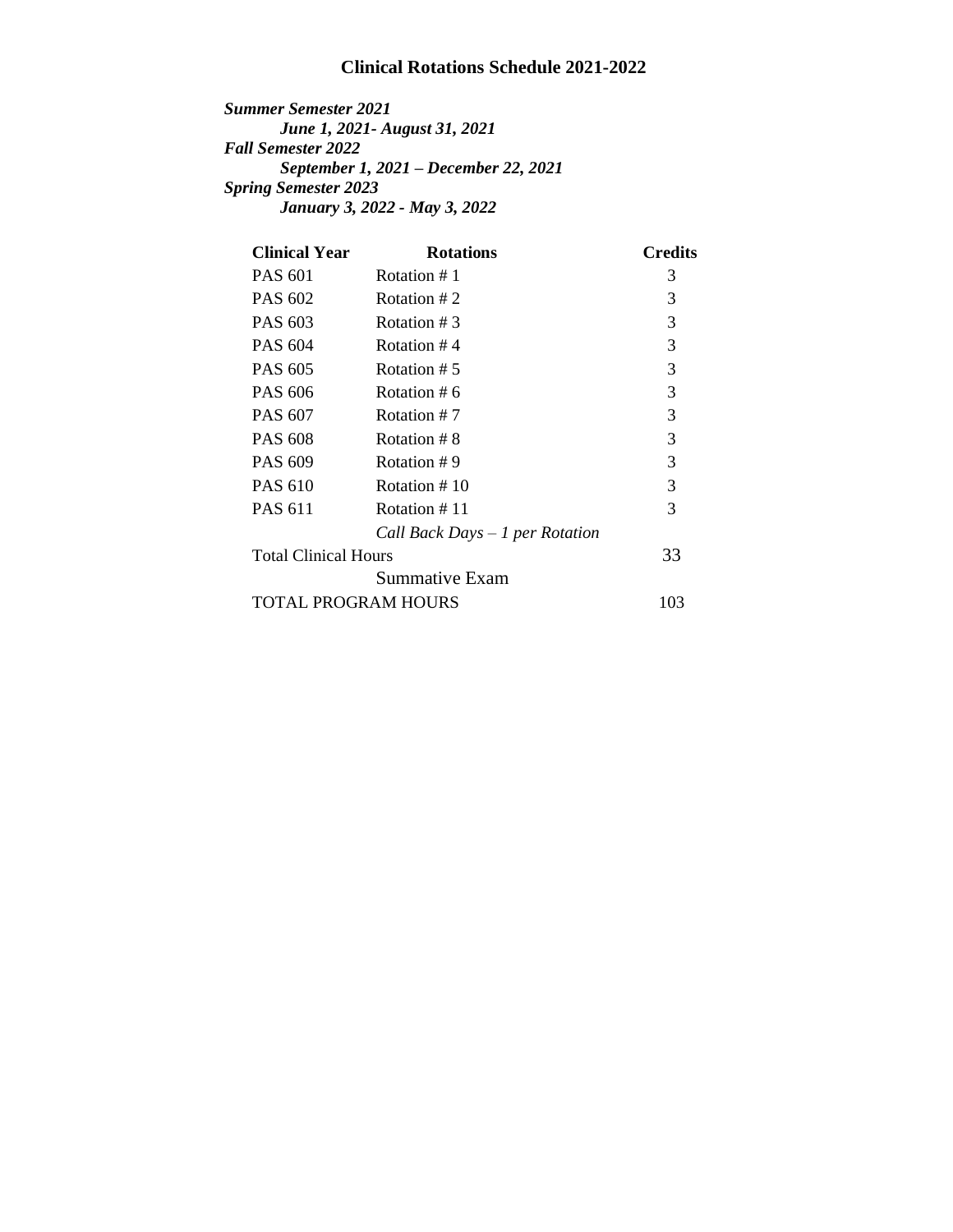## Clinical Rotations Schedule 2021-2022

***Summer Semester 2021***
***June 1, 2021- August 31, 2021***
***Fall Semester 2022***
***September 1, 2021 – December 22, 2021***
***Spring Semester 2023***
***January 3, 2022 - May 3, 2022***

| Clinical Year | Rotations | Credits |
|---|---|---|
| PAS 601 | Rotation # 1 | 3 |
| PAS 602 | Rotation # 2 | 3 |
| PAS 603 | Rotation # 3 | 3 |
| PAS 604 | Rotation # 4 | 3 |
| PAS 605 | Rotation # 5 | 3 |
| PAS 606 | Rotation # 6 | 3 |
| PAS 607 | Rotation # 7 | 3 |
| PAS 608 | Rotation # 8 | 3 |
| PAS 609 | Rotation # 9 | 3 |
| PAS 610 | Rotation # 10 | 3 |
| PAS 611 | Rotation # 11 | 3 |
| | *Call Back Days – 1 per Rotation* | |
| Total Clinical Hours | | 33 |
| | Summative Exam | |
| TOTAL PROGRAM HOURS | | 103 |